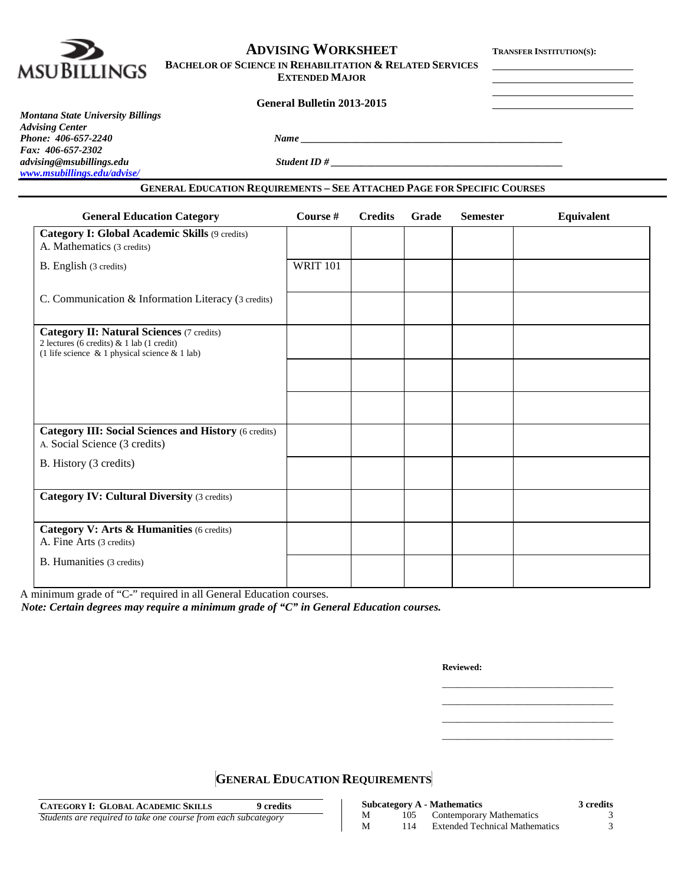MSU BILLINGS

# ADVISING WORKSHEET

**BACHELOR OF SCIENCE IN REHABILITATION & RELATED SERVICES**
**EXTENDED MAJOR**

**TRANSFER INSTITUTION(S):**

______________________
______________________
______________________
______________________

**General Bulletin 2013-2015**

***Montana State University Billings***
***Advising Center***
***Phone: 406-657-2240***
***Fax: 406-657-2302***
***advising@msubillings.edu***
***www.msubillings.edu/advise/***

***Name*** ______________________________________________

***Student ID #*** __________________________________________

## GENERAL EDUCATION REQUIREMENTS – SEE ATTACHED PAGE FOR SPECIFIC COURSES

| General Education Category | Course # | Credits | Grade | Semester | Equivalent |
|---|---|---|---|---|---|
| **Category I: Global Academic Skills** (9 credits) A. Mathematics (3 credits) | | | | | |
| B. English (3 credits) | WRIT 101 | | | | |
| C. Communication & Information Literacy (3 credits) | | | | | |
| **Category II: Natural Sciences** (7 credits) 2 lectures (6 credits) & 1 lab (1 credit) (1 life science & 1 physical science & 1 lab) | | | | | |
| | | | | | |
| | | | | | |
| **Category III: Social Sciences and History** (6 credits) A. Social Science (3 credits) | | | | | |
| B. History (3 credits) | | | | | |
| **Category IV: Cultural Diversity** (3 credits) | | | | | |
| **Category V: Arts & Humanities** (6 credits) A. Fine Arts (3 credits) | | | | | |
| B. Humanities (3 credits) | | | | | |

A minimum grade of "C-" required in all General Education courses.
***Note: Certain degrees may require a minimum grade of "C" in General Education courses.***

**Reviewed:**

______________________________
______________________________
______________________________
______________________________

## GENERAL EDUCATION REQUIREMENTS

**CATEGORY I: GLOBAL ACADEMIC SKILLS** **9 credits**
*Students are required to take one course from each subcategory*

| **Subcategory A - Mathematics** | | | **3 credits** |
|---|---|---|---|
| M | 105 | Contemporary Mathematics | 3 |
| M | 114 | Extended Technical Mathematics | 3 |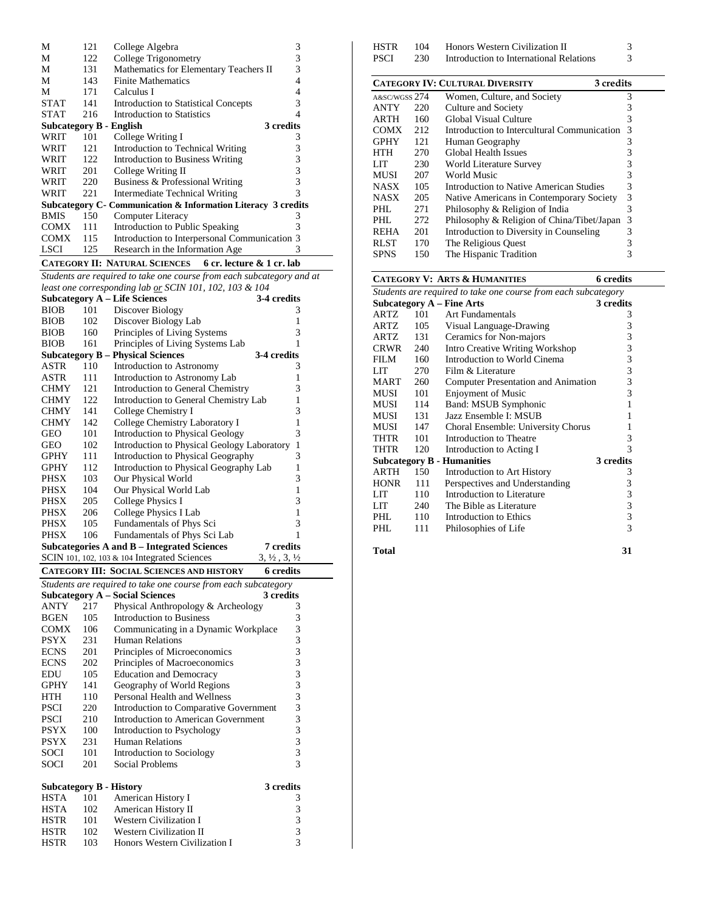| | | | |
|---|---|---|---|
| M | 121 | College Algebra | 3 |
| M | 122 | College Trigonometry | 3 |
| M | 131 | Mathematics for Elementary Teachers II | 3 |
| M | 143 | Finite Mathematics | 4 |
| M | 171 | Calculus I | 4 |
| STAT | 141 | Introduction to Statistical Concepts | 3 |
| STAT | 216 | Introduction to Statistics | 4 |

**Subcategory B - English** — 3 credits

| | | | |
|---|---|---|---|
| WRIT | 101 | College Writing I | 3 |
| WRIT | 121 | Introduction to Technical Writing | 3 |
| WRIT | 122 | Introduction to Business Writing | 3 |
| WRIT | 201 | College Writing II | 3 |
| WRIT | 220 | Business & Professional Writing | 3 |
| WRIT | 221 | Intermediate Technical Writing | 3 |

**Subcategory C- Communication & Information Literacy** — 3 credits

| | | | |
|---|---|---|---|
| BMIS | 150 | Computer Literacy | 3 |
| COMX | 111 | Introduction to Public Speaking | 3 |
| COMX | 115 | Introduction to Interpersonal Communication | 3 |
| LSCI | 125 | Research in the Information Age | 3 |

## CATEGORY II: NATURAL SCIENCES — 6 cr. lecture & 1 cr. lab

*Students are required to take one course from each subcategory and at least one corresponding lab or SCIN 101, 102, 103 & 104*

**Subcategory A – Life Sciences** — 3-4 credits

| | | | |
|---|---|---|---|
| BIOB | 101 | Discover Biology | 3 |
| BIOB | 102 | Discover Biology Lab | 1 |
| BIOB | 160 | Principles of Living Systems | 3 |
| BIOB | 161 | Principles of Living Systems Lab | 1 |

**Subcategory B – Physical Sciences** — 3-4 credits

| | | | |
|---|---|---|---|
| ASTR | 110 | Introduction to Astronomy | 3 |
| ASTR | 111 | Introduction to Astronomy Lab | 1 |
| CHMY | 121 | Introduction to General Chemistry | 3 |
| CHMY | 122 | Introduction to General Chemistry Lab | 1 |
| CHMY | 141 | College Chemistry I | 3 |
| CHMY | 142 | College Chemistry Laboratory I | 1 |
| GEO | 101 | Introduction to Physical Geology | 3 |
| GEO | 102 | Introduction to Physical Geology Laboratory | 1 |
| GPHY | 111 | Introduction to Physical Geography | 3 |
| GPHY | 112 | Introduction to Physical Geography Lab | 1 |
| PHSX | 103 | Our Physical World | 3 |
| PHSX | 104 | Our Physical World Lab | 1 |
| PHSX | 205 | College Physics I | 3 |
| PHSX | 206 | College Physics I Lab | 1 |
| PHSX | 105 | Fundamentals of Phys Sci | 3 |
| PHSX | 106 | Fundamentals of Phys Sci Lab | 1 |

**Subcategories A and B – Integrated Sciences** — 7 credits

SCIN 101, 102, 103 & 104 Integrated Sciences — 3, ½ , 3, ½

## CATEGORY III: SOCIAL SCIENCES AND HISTORY — 6 credits

*Students are required to take one course from each subcategory*

**Subcategory A – Social Sciences** — 3 credits

| | | | |
|---|---|---|---|
| ANTY | 217 | Physical Anthropology & Archeology | 3 |
| BGEN | 105 | Introduction to Business | 3 |
| COMX | 106 | Communicating in a Dynamic Workplace | 3 |
| PSYX | 231 | Human Relations | 3 |
| ECNS | 201 | Principles of Microeconomics | 3 |
| ECNS | 202 | Principles of Macroeconomics | 3 |
| EDU | 105 | Education and Democracy | 3 |
| GPHY | 141 | Geography of World Regions | 3 |
| HTH | 110 | Personal Health and Wellness | 3 |
| PSCI | 220 | Introduction to Comparative Government | 3 |
| PSCI | 210 | Introduction to American Government | 3 |
| PSYX | 100 | Introduction to Psychology | 3 |
| PSYX | 231 | Human Relations | 3 |
| SOCI | 101 | Introduction to Sociology | 3 |
| SOCI | 201 | Social Problems | 3 |

**Subcategory B - History** — 3 credits

| | | | |
|---|---|---|---|
| HSTA | 101 | American History I | 3 |
| HSTA | 102 | American History II | 3 |
| HSTR | 101 | Western Civilization I | 3 |
| HSTR | 102 | Western Civilization II | 3 |
| HSTR | 103 | Honors Western Civilization I | 3 |
| HSTR | 104 | Honors Western Civilization II | 3 |
| PSCI | 230 | Introduction to International Relations | 3 |

## CATEGORY IV: CULTURAL DIVERSITY — 3 credits

| | | | |
|---|---|---|---|
| A&SC/WGSS | 274 | Women, Culture, and Society | 3 |
| ANTY | 220 | Culture and Society | 3 |
| ARTH | 160 | Global Visual Culture | 3 |
| COMX | 212 | Introduction to Intercultural Communication | 3 |
| GPHY | 121 | Human Geography | 3 |
| HTH | 270 | Global Health Issues | 3 |
| LIT | 230 | World Literature Survey | 3 |
| MUSI | 207 | World Music | 3 |
| NASX | 105 | Introduction to Native American Studies | 3 |
| NASX | 205 | Native Americans in Contemporary Society | 3 |
| PHL | 271 | Philosophy & Religion of India | 3 |
| PHL | 272 | Philosophy & Religion of China/Tibet/Japan | 3 |
| REHA | 201 | Introduction to Diversity in Counseling | 3 |
| RLST | 170 | The Religious Quest | 3 |
| SPNS | 150 | The Hispanic Tradition | 3 |

## CATEGORY V: ARTS & HUMANITIES — 6 credits

*Students are required to take one course from each subcategory*

**Subcategory A – Fine Arts** — 3 credits

| | | | |
|---|---|---|---|
| ARTZ | 101 | Art Fundamentals | 3 |
| ARTZ | 105 | Visual Language-Drawing | 3 |
| ARTZ | 131 | Ceramics for Non-majors | 3 |
| CRWR | 240 | Intro Creative Writing Workshop | 3 |
| FILM | 160 | Introduction to World Cinema | 3 |
| LIT | 270 | Film & Literature | 3 |
| MART | 260 | Computer Presentation and Animation | 3 |
| MUSI | 101 | Enjoyment of Music | 3 |
| MUSI | 114 | Band: MSUB Symphonic | 1 |
| MUSI | 131 | Jazz Ensemble I: MSUB | 1 |
| MUSI | 147 | Choral Ensemble: University Chorus | 1 |
| THTR | 101 | Introduction to Theatre | 3 |
| THTR | 120 | Introduction to Acting I | 3 |

**Subcategory B - Humanities** — 3 credits

| | | | |
|---|---|---|---|
| ARTH | 150 | Introduction to Art History | 3 |
| HONR | 111 | Perspectives and Understanding | 3 |
| LIT | 110 | Introduction to Literature | 3 |
| LIT | 240 | The Bible as Literature | 3 |
| PHL | 110 | Introduction to Ethics | 3 |
| PHL | 111 | Philosophies of Life | 3 |

**Total** — 31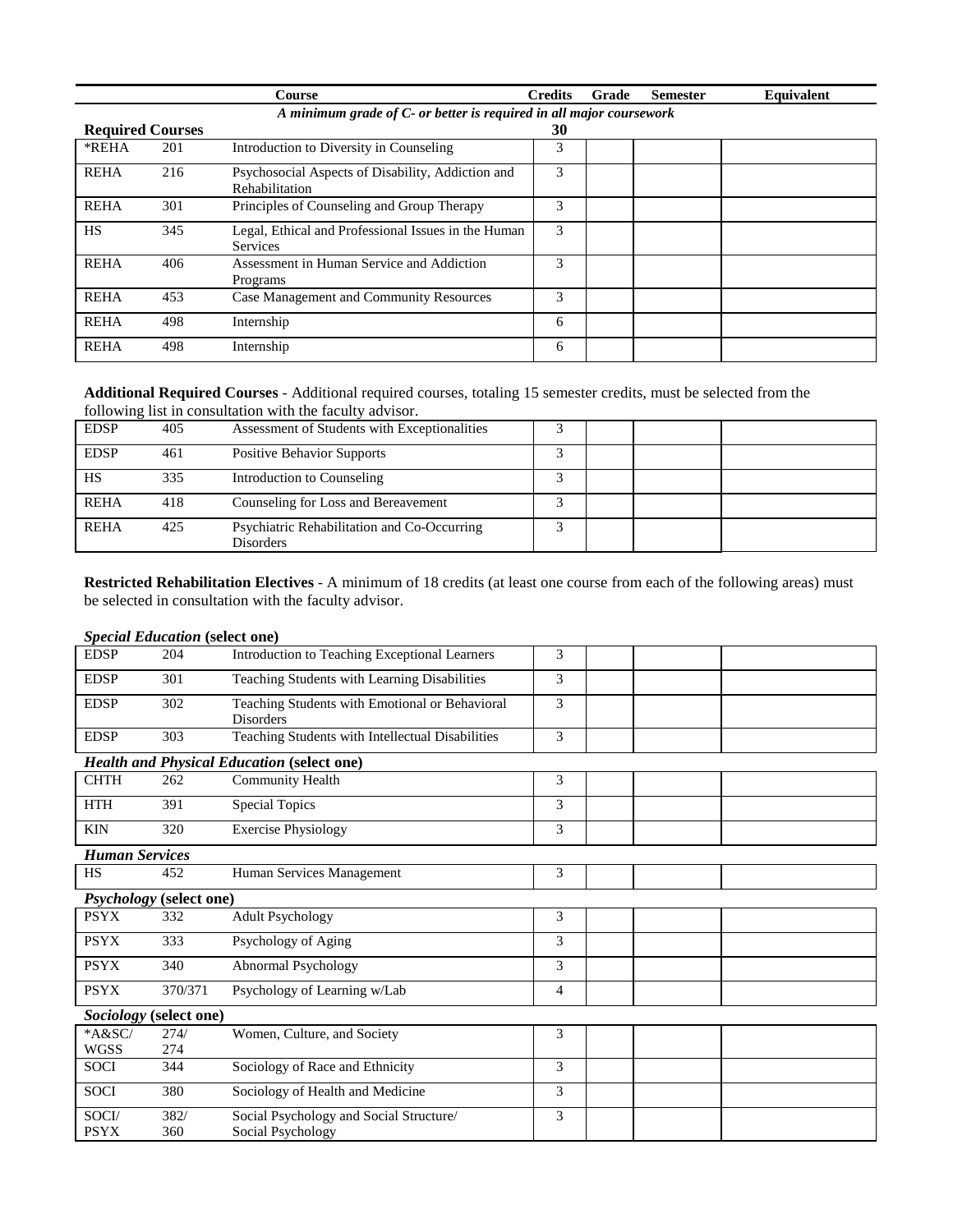| | | Course | Credits | Grade | Semester | Equivalent |
|---|---|---|---|---|---|---|
| | | *A minimum grade of C- or better is required in all major coursework* | | | | |
| **Required Courses** | | | **30** | | | |
| *REHA | 201 | Introduction to Diversity in Counseling | 3 | | | |
| REHA | 216 | Psychosocial Aspects of Disability, Addiction and Rehabilitation | 3 | | | |
| REHA | 301 | Principles of Counseling and Group Therapy | 3 | | | |
| HS | 345 | Legal, Ethical and Professional Issues in the Human Services | 3 | | | |
| REHA | 406 | Assessment in Human Service and Addiction Programs | 3 | | | |
| REHA | 453 | Case Management and Community Resources | 3 | | | |
| REHA | 498 | Internship | 6 | | | |
| REHA | 498 | Internship | 6 | | | |

**Additional Required Courses** - Additional required courses, totaling 15 semester credits, must be selected from the following list in consultation with the faculty advisor.

| | | | | | | |
|---|---|---|---|---|---|---|
| EDSP | 405 | Assessment of Students with Exceptionalities | 3 | | | |
| EDSP | 461 | Positive Behavior Supports | 3 | | | |
| HS | 335 | Introduction to Counseling | 3 | | | |
| REHA | 418 | Counseling for Loss and Bereavement | 3 | | | |
| REHA | 425 | Psychiatric Rehabilitation and Co-Occurring Disorders | 3 | | | |

**Restricted Rehabilitation Electives** - A minimum of 18 credits (at least one course from each of the following areas) must be selected in consultation with the faculty advisor.

| | | | | | | |
|---|---|---|---|---|---|---|
| ***Special Education* (select one)** | | | | | | |
| EDSP | 204 | Introduction to Teaching Exceptional Learners | 3 | | | |
| EDSP | 301 | Teaching Students with Learning Disabilities | 3 | | | |
| EDSP | 302 | Teaching Students with Emotional or Behavioral Disorders | 3 | | | |
| EDSP | 303 | Teaching Students with Intellectual Disabilities | 3 | | | |
| ***Health and Physical Education* (select one)** | | | | | | |
| CHTH | 262 | Community Health | 3 | | | |
| HTH | 391 | Special Topics | 3 | | | |
| KIN | 320 | Exercise Physiology | 3 | | | |
| ***Human Services*** | | | | | | |
| HS | 452 | Human Services Management | 3 | | | |
| ***Psychology* (select one)** | | | | | | |
| PSYX | 332 | Adult Psychology | 3 | | | |
| PSYX | 333 | Psychology of Aging | 3 | | | |
| PSYX | 340 | Abnormal Psychology | 3 | | | |
| PSYX | 370/371 | Psychology of Learning w/Lab | 4 | | | |
| ***Sociology* (select one)** | | | | | | |
| *A&SC/ WGSS | 274/ 274 | Women, Culture, and Society | 3 | | | |
| SOCI | 344 | Sociology of Race and Ethnicity | 3 | | | |
| SOCI | 380 | Sociology of Health and Medicine | 3 | | | |
| SOCI/ PSYX | 382/ 360 | Social Psychology and Social Structure/ Social Psychology | 3 | | | |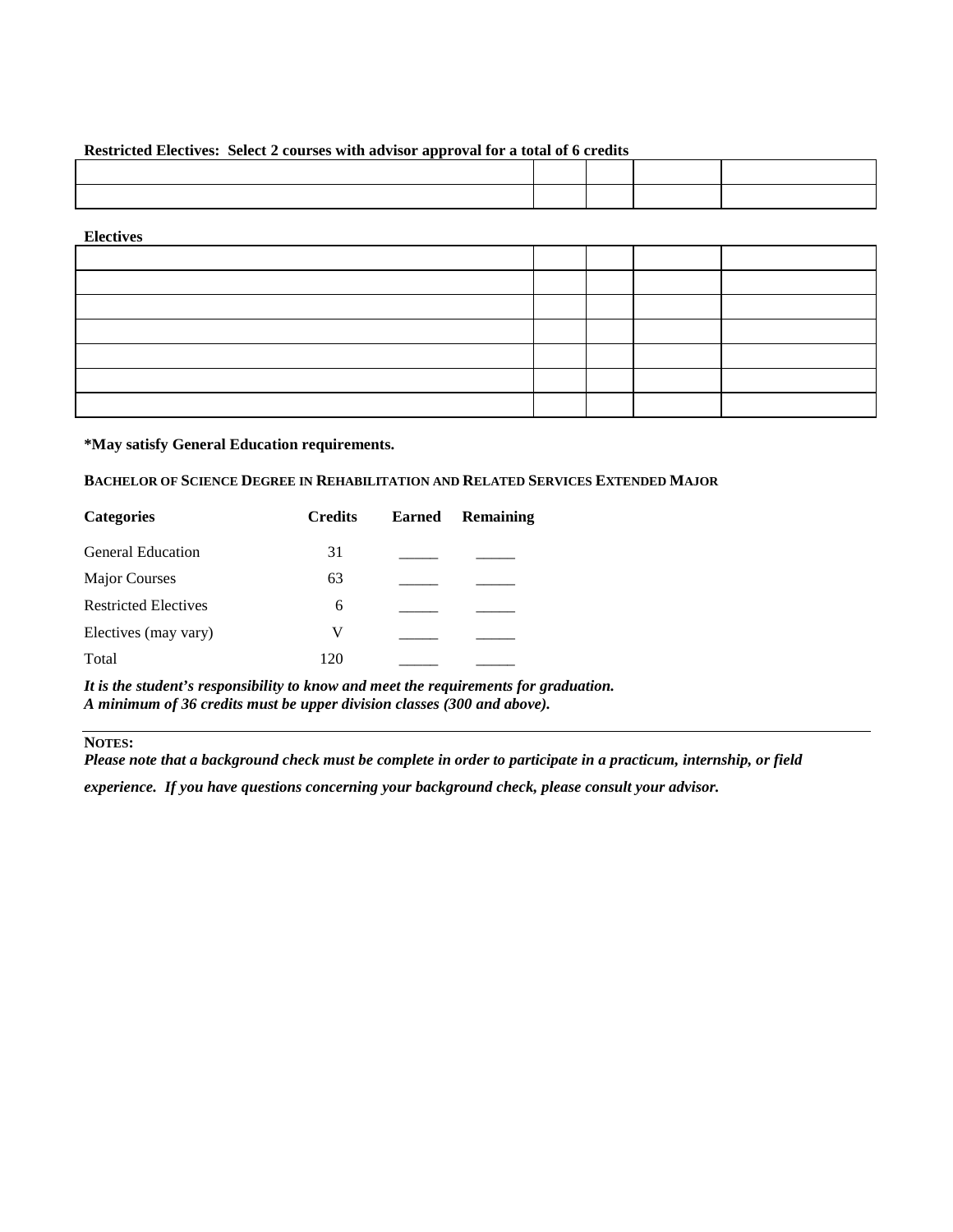**Restricted Electives: Select 2 courses with advisor approval for a total of 6 credits**

| | | | | |
|---|---|---|---|---|
| | | | | |
| | | | | |

**Electives**

| | | | | |
|---|---|---|---|---|
| | | | | |
| | | | | |
| | | | | |
| | | | | |
| | | | | |
| | | | | |
| | | | | |

**\*May satisfy General Education requirements.**

**BACHELOR OF SCIENCE DEGREE IN REHABILITATION AND RELATED SERVICES EXTENDED MAJOR**

| Categories | Credits | Earned | Remaining |
|---|---|---|---|
| General Education | 31 | _____ | _____ |
| Major Courses | 63 | _____ | _____ |
| Restricted Electives | 6 | _____ | _____ |
| Electives (may vary) | V | _____ | _____ |
| Total | 120 | _____ | _____ |

***It is the student's responsibility to know and meet the requirements for graduation.***
***A minimum of 36 credits must be upper division classes (300 and above).***

---

**NOTES:**
***Please note that a background check must be complete in order to participate in a practicum, internship, or field experience. If you have questions concerning your background check, please consult your advisor.***